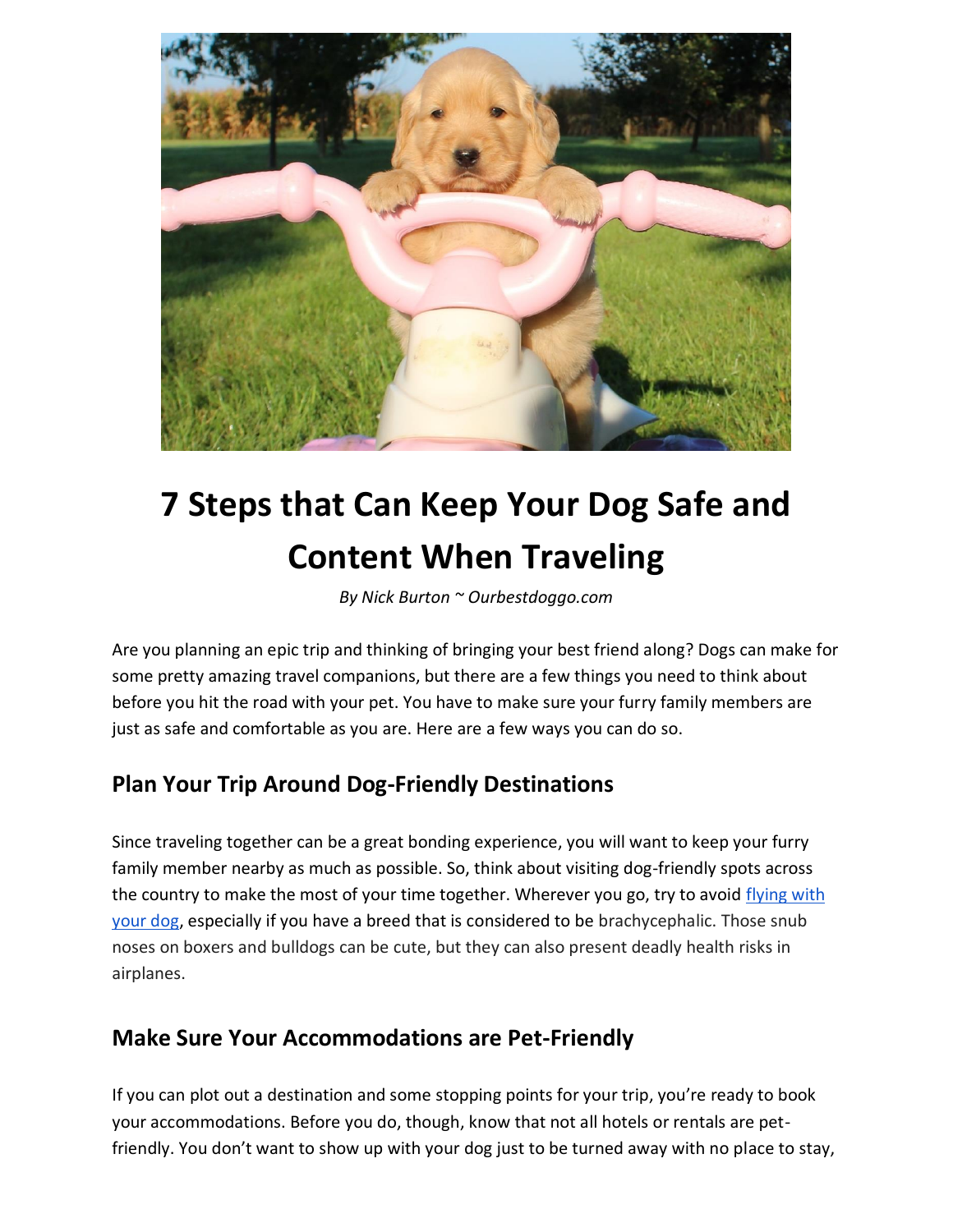# 7 Steps that Can Keep Your Dog Safe and Content When Traveling

*By Nick Burton ~ Ourbestdoggo.com*

Are you planning an epic trip and thinking of bringing your best friend along? Dogs can make for some pretty amazing travel companions, but there are a few things you need to think about before you hit the road with your pet. You have to make sure your furry family members are just as safe and comfortable as you are. Here are a few ways you can do so.

## Plan Your Trip Around Dog-Friendly Destinations

Since traveling together can be a great bonding experience, you will want to keep your furry family member nearby as much as possible. So, think about visiting dog-friendly spots across the country to make the most of your time together. Wherever you go, try to avoid [flying with your dog](), especially if you have a breed that is considered to be brachycephalic. Those snub noses on boxers and bulldogs can be cute, but they can also present deadly health risks in airplanes.

## Make Sure Your Accommodations are Pet-Friendly

If you can plot out a destination and some stopping points for your trip, you're ready to book your accommodations. Before you do, though, know that not all hotels or rentals are pet-friendly. You don't want to show up with your dog just to be turned away with no place to stay,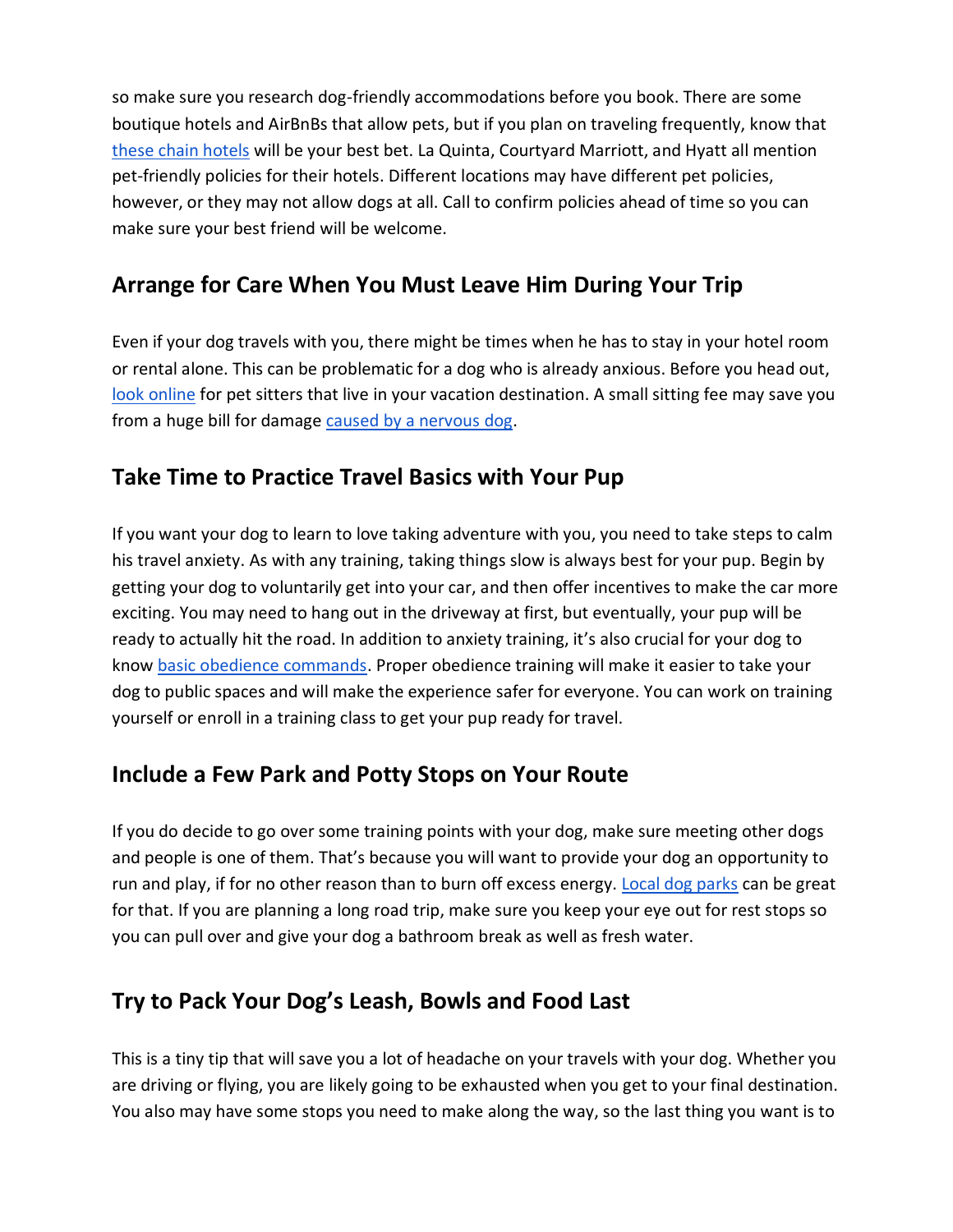so make sure you research dog-friendly accommodations before you book. There are some boutique hotels and AirBnBs that allow pets, but if you plan on traveling frequently, know that these chain hotels will be your best bet. La Quinta, Courtyard Marriott, and Hyatt all mention pet-friendly policies for their hotels. Different locations may have different pet policies, however, or they may not allow dogs at all. Call to confirm policies ahead of time so you can make sure your best friend will be welcome.

## Arrange for Care When You Must Leave Him During Your Trip

Even if your dog travels with you, there might be times when he has to stay in your hotel room or rental alone. This can be problematic for a dog who is already anxious. Before you head out, look online for pet sitters that live in your vacation destination. A small sitting fee may save you from a huge bill for damage caused by a nervous dog.

## Take Time to Practice Travel Basics with Your Pup

If you want your dog to learn to love taking adventure with you, you need to take steps to calm his travel anxiety. As with any training, taking things slow is always best for your pup. Begin by getting your dog to voluntarily get into your car, and then offer incentives to make the car more exciting. You may need to hang out in the driveway at first, but eventually, your pup will be ready to actually hit the road. In addition to anxiety training, it's also crucial for your dog to know basic obedience commands. Proper obedience training will make it easier to take your dog to public spaces and will make the experience safer for everyone. You can work on training yourself or enroll in a training class to get your pup ready for travel.

## Include a Few Park and Potty Stops on Your Route

If you do decide to go over some training points with your dog, make sure meeting other dogs and people is one of them. That's because you will want to provide your dog an opportunity to run and play, if for no other reason than to burn off excess energy. Local dog parks can be great for that. If you are planning a long road trip, make sure you keep your eye out for rest stops so you can pull over and give your dog a bathroom break as well as fresh water.

## Try to Pack Your Dog's Leash, Bowls and Food Last

This is a tiny tip that will save you a lot of headache on your travels with your dog. Whether you are driving or flying, you are likely going to be exhausted when you get to your final destination. You also may have some stops you need to make along the way, so the last thing you want is to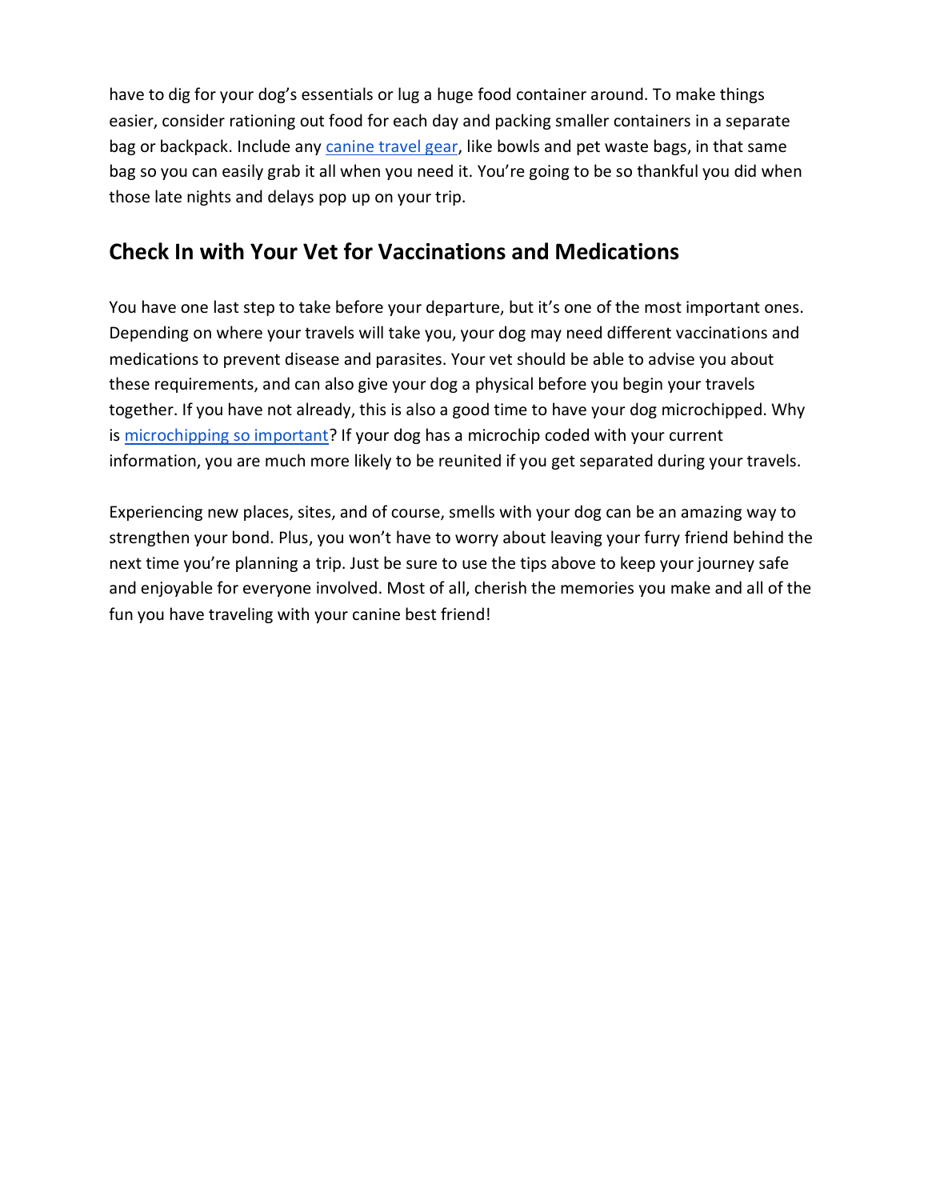have to dig for your dog's essentials or lug a huge food container around. To make things easier, consider rationing out food for each day and packing smaller containers in a separate bag or backpack. Include any canine travel gear, like bowls and pet waste bags, in that same bag so you can easily grab it all when you need it. You're going to be so thankful you did when those late nights and delays pop up on your trip.

## Check In with Your Vet for Vaccinations and Medications

You have one last step to take before your departure, but it's one of the most important ones. Depending on where your travels will take you, your dog may need different vaccinations and medications to prevent disease and parasites. Your vet should be able to advise you about these requirements, and can also give your dog a physical before you begin your travels together. If you have not already, this is also a good time to have your dog microchipped. Why is microchipping so important? If your dog has a microchip coded with your current information, you are much more likely to be reunited if you get separated during your travels.

Experiencing new places, sites, and of course, smells with your dog can be an amazing way to strengthen your bond. Plus, you won't have to worry about leaving your furry friend behind the next time you're planning a trip. Just be sure to use the tips above to keep your journey safe and enjoyable for everyone involved. Most of all, cherish the memories you make and all of the fun you have traveling with your canine best friend!